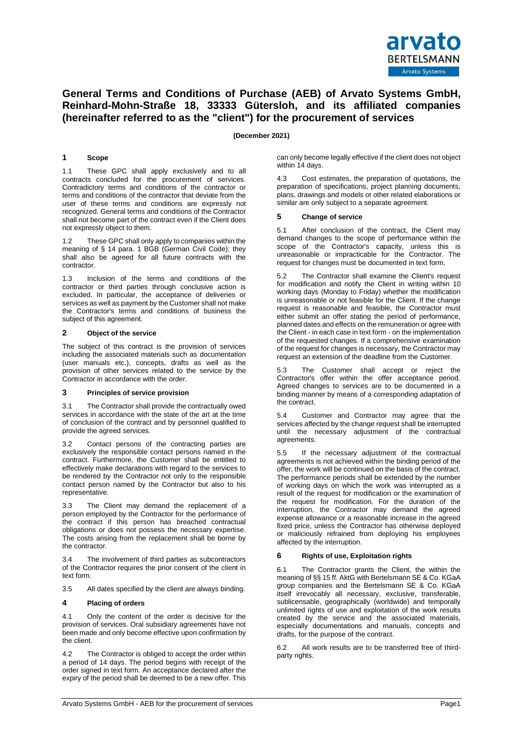# General Terms and Conditions of Purchase (AEB) of Arvato Systems GmbH, Reinhard-Mohn-Straße 18, 33333 Gütersloh, and its affiliated companies (hereinafter referred to as the "client") for the procurement of services

**(December 2021)**

## 1 Scope

1.1 These GPC shall apply exclusively and to all contracts concluded for the procurement of services. Contradictory terms and conditions of the contractor or terms and conditions of the contractor that deviate from the user of these terms and conditions are expressly not recognized. General terms and conditions of the Contractor shall not become part of the contract even if the Client does not expressly object to them.

1.2 These GPC shall only apply to companies within the meaning of § 14 para. 1 BGB (German Civil Code); they shall also be agreed for all future contracts with the contractor.

1.3 Inclusion of the terms and conditions of the contractor or third parties through conclusive action is excluded. In particular, the acceptance of deliveries or services as well as payment by the Customer shall not make the Contractor's terms and conditions of business the subject of this agreement.

## 2 Object of the service

The subject of this contract is the provision of services including the associated materials such as documentation (user manuals etc.), concepts, drafts as well as the provision of other services related to the service by the Contractor in accordance with the order.

## 3 Principles of service provision

3.1 The Contractor shall provide the contractually owed services in accordance with the state of the art at the time of conclusion of the contract and by personnel qualified to provide the agreed services.

3.2 Contact persons of the contracting parties are exclusively the responsible contact persons named in the contract. Furthermore, the Customer shall be entitled to effectively make declarations with regard to the services to be rendered by the Contractor not only to the responsible contact person named by the Contractor but also to his representative.

3.3 The Client may demand the replacement of a person employed by the Contractor for the performance of the contract if this person has breached contractual obligations or does not possess the necessary expertise. The costs arising from the replacement shall be borne by the contractor.

3.4 The involvement of third parties as subcontractors of the Contractor requires the prior consent of the client in text form.

3.5 All dates specified by the client are always binding.

## 4 Placing of orders

4.1 Only the content of the order is decisive for the provision of services. Oral subsidiary agreements have not been made and only become effective upon confirmation by the client.

4.2 The Contractor is obliged to accept the order within a period of 14 days. The period begins with receipt of the order signed in text form. An acceptance declared after the expiry of the period shall be deemed to be a new offer. This can only become legally effective if the client does not object within 14 days.

4.3 Cost estimates, the preparation of quotations, the preparation of specifications, project planning documents, plans, drawings and models or other related elaborations or similar are only subject to a separate agreement.

## 5 Change of service

5.1 After conclusion of the contract, the Client may demand changes to the scope of performance within the scope of the Contractor's capacity, unless this is unreasonable or impracticable for the Contractor. The request for changes must be documented in text form.

5.2 The Contractor shall examine the Client's request for modification and notify the Client in writing within 10 working days (Monday to Friday) whether the modification is unreasonable or not feasible for the Client. If the change request is reasonable and feasible, the Contractor must either submit an offer stating the period of performance, planned dates and effects on the remuneration or agree with the Client - in each case in text form - on the implementation of the requested changes. If a comprehensive examination of the request for changes is necessary, the Contractor may request an extension of the deadline from the Customer.

5.3 The Customer shall accept or reject the Contractor's offer within the offer acceptance period. Agreed changes to services are to be documented in a binding manner by means of a corresponding adaptation of the contract.

5.4 Customer and Contractor may agree that the services affected by the change request shall be interrupted until the necessary adjustment of the contractual agreements.

5.5 If the necessary adjustment of the contractual agreements is not achieved within the binding period of the offer, the work will be continued on the basis of the contract. The performance periods shall be extended by the number of working days on which the work was interrupted as a result of the request for modification or the examination of the request for modification. For the duration of the interruption, the Contractor may demand the agreed expense allowance or a reasonable increase in the agreed fixed price, unless the Contractor has otherwise deployed or maliciously refrained from deploying his employees affected by the interruption.

## 6 Rights of use, Exploitation rights

6.1 The Contractor grants the Client, the within the meaning of §§ 15 ff. AktG with Bertelsmann SE & Co. KGaA group companies and the Bertelsmann SE & Co. KGaA itself irrevocably all necessary, exclusive, transferable, sublicensable, geographically (worldwide) and temporally unlimited rights of use and exploitation of the work results created by the service and the associated materials, especially documentations and manuals, concepts and drafts, for the purpose of the contract.

6.2 All work results are to be transferred free of third-party rights.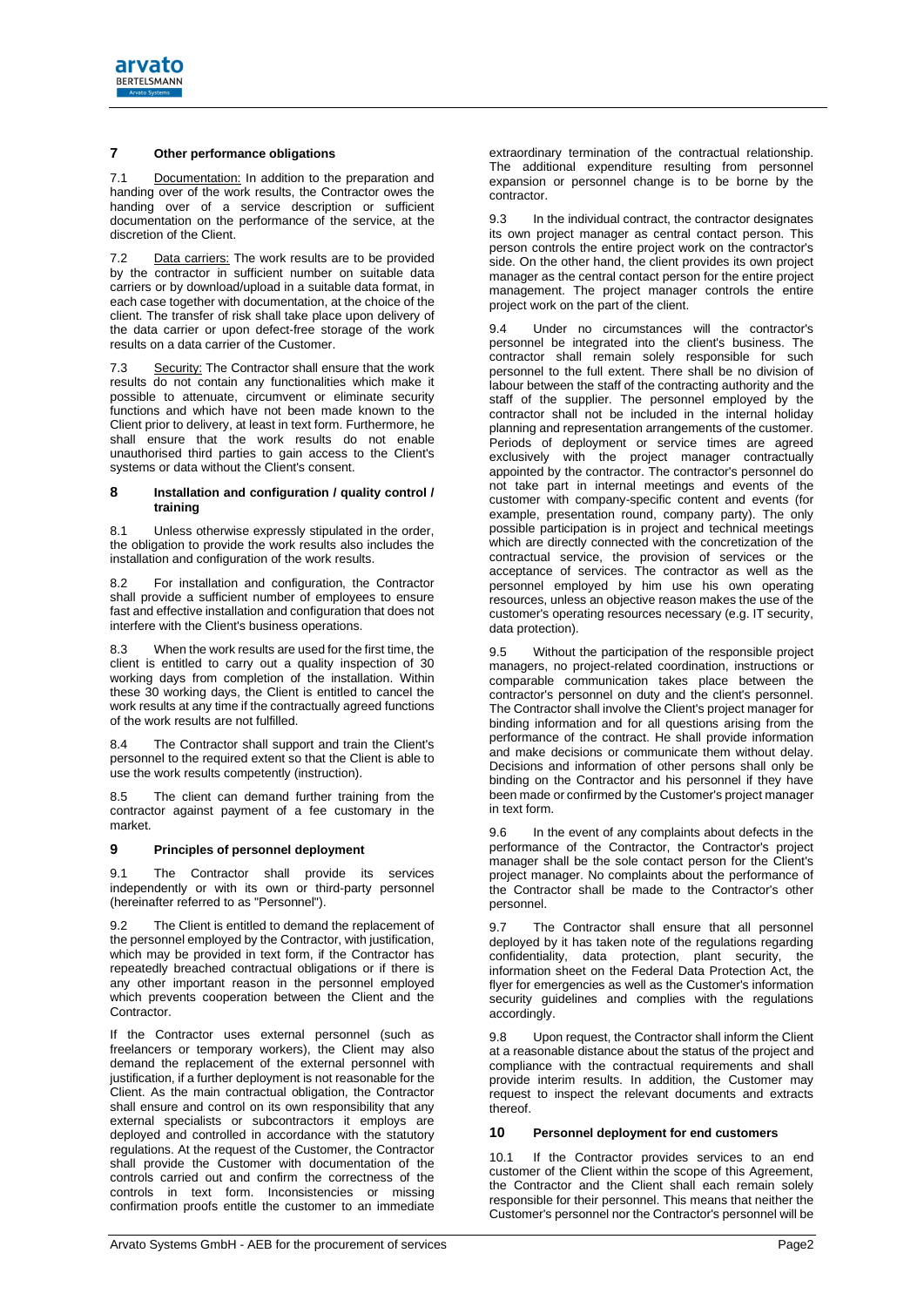## 7 Other performance obligations

7.1 Documentation: In addition to the preparation and handing over of the work results, the Contractor owes the handing over of a service description or sufficient documentation on the performance of the service, at the discretion of the Client.

7.2 Data carriers: The work results are to be provided by the contractor in sufficient number on suitable data carriers or by download/upload in a suitable data format, in each case together with documentation, at the choice of the client. The transfer of risk shall take place upon delivery of the data carrier or upon defect-free storage of the work results on a data carrier of the Customer.

7.3 Security: The Contractor shall ensure that the work results do not contain any functionalities which make it possible to attenuate, circumvent or eliminate security functions and which have not been made known to the Client prior to delivery, at least in text form. Furthermore, he shall ensure that the work results do not enable unauthorised third parties to gain access to the Client's systems or data without the Client's consent.

## 8 Installation and configuration / quality control / training

8.1 Unless otherwise expressly stipulated in the order, the obligation to provide the work results also includes the installation and configuration of the work results.

8.2 For installation and configuration, the Contractor shall provide a sufficient number of employees to ensure fast and effective installation and configuration that does not interfere with the Client's business operations.

8.3 When the work results are used for the first time, the client is entitled to carry out a quality inspection of 30 working days from completion of the installation. Within these 30 working days, the Client is entitled to cancel the work results at any time if the contractually agreed functions of the work results are not fulfilled.

8.4 The Contractor shall support and train the Client's personnel to the required extent so that the Client is able to use the work results competently (instruction).

8.5 The client can demand further training from the contractor against payment of a fee customary in the market.

## 9 Principles of personnel deployment

9.1 The Contractor shall provide its services independently or with its own or third-party personnel (hereinafter referred to as "Personnel").

9.2 The Client is entitled to demand the replacement of the personnel employed by the Contractor, with justification, which may be provided in text form, if the Contractor has repeatedly breached contractual obligations or if there is any other important reason in the personnel employed which prevents cooperation between the Client and the Contractor.

If the Contractor uses external personnel (such as freelancers or temporary workers), the Client may also demand the replacement of the external personnel with justification, if a further deployment is not reasonable for the Client. As the main contractual obligation, the Contractor shall ensure and control on its own responsibility that any external specialists or subcontractors it employs are deployed and controlled in accordance with the statutory regulations. At the request of the Customer, the Contractor shall provide the Customer with documentation of the controls carried out and confirm the correctness of the controls in text form. Inconsistencies or missing confirmation proofs entitle the customer to an immediate extraordinary termination of the contractual relationship. The additional expenditure resulting from personnel expansion or personnel change is to be borne by the contractor.

9.3 In the individual contract, the contractor designates its own project manager as central contact person. This person controls the entire project work on the contractor's side. On the other hand, the client provides its own project manager as the central contact person for the entire project management. The project manager controls the entire project work on the part of the client.

9.4 Under no circumstances will the contractor's personnel be integrated into the client's business. The contractor shall remain solely responsible for such personnel to the full extent. There shall be no division of labour between the staff of the contracting authority and the staff of the supplier. The personnel employed by the contractor shall not be included in the internal holiday planning and representation arrangements of the customer. Periods of deployment or service times are agreed exclusively with the project manager contractually appointed by the contractor. The contractor's personnel do not take part in internal meetings and events of the customer with company-specific content and events (for example, presentation round, company party). The only possible participation is in project and technical meetings which are directly connected with the concretization of the contractual service, the provision of services or the acceptance of services. The contractor as well as the personnel employed by him use his own operating resources, unless an objective reason makes the use of the customer's operating resources necessary (e.g. IT security, data protection).

9.5 Without the participation of the responsible project managers, no project-related coordination, instructions or comparable communication takes place between the contractor's personnel on duty and the client's personnel. The Contractor shall involve the Client's project manager for binding information and for all questions arising from the performance of the contract. He shall provide information and make decisions or communicate them without delay. Decisions and information of other persons shall only be binding on the Contractor and his personnel if they have been made or confirmed by the Customer's project manager in text form.

9.6 In the event of any complaints about defects in the performance of the Contractor, the Contractor's project manager shall be the sole contact person for the Client's project manager. No complaints about the performance of the Contractor shall be made to the Contractor's other personnel.

9.7 The Contractor shall ensure that all personnel deployed by it has taken note of the regulations regarding confidentiality, data protection, plant security, the information sheet on the Federal Data Protection Act, the flyer for emergencies as well as the Customer's information security guidelines and complies with the regulations accordingly.

9.8 Upon request, the Contractor shall inform the Client at a reasonable distance about the status of the project and compliance with the contractual requirements and shall provide interim results. In addition, the Customer may request to inspect the relevant documents and extracts thereof.

## 10 Personnel deployment for end customers

10.1 If the Contractor provides services to an end customer of the Client within the scope of this Agreement, the Contractor and the Client shall each remain solely responsible for their personnel. This means that neither the Customer's personnel nor the Contractor's personnel will be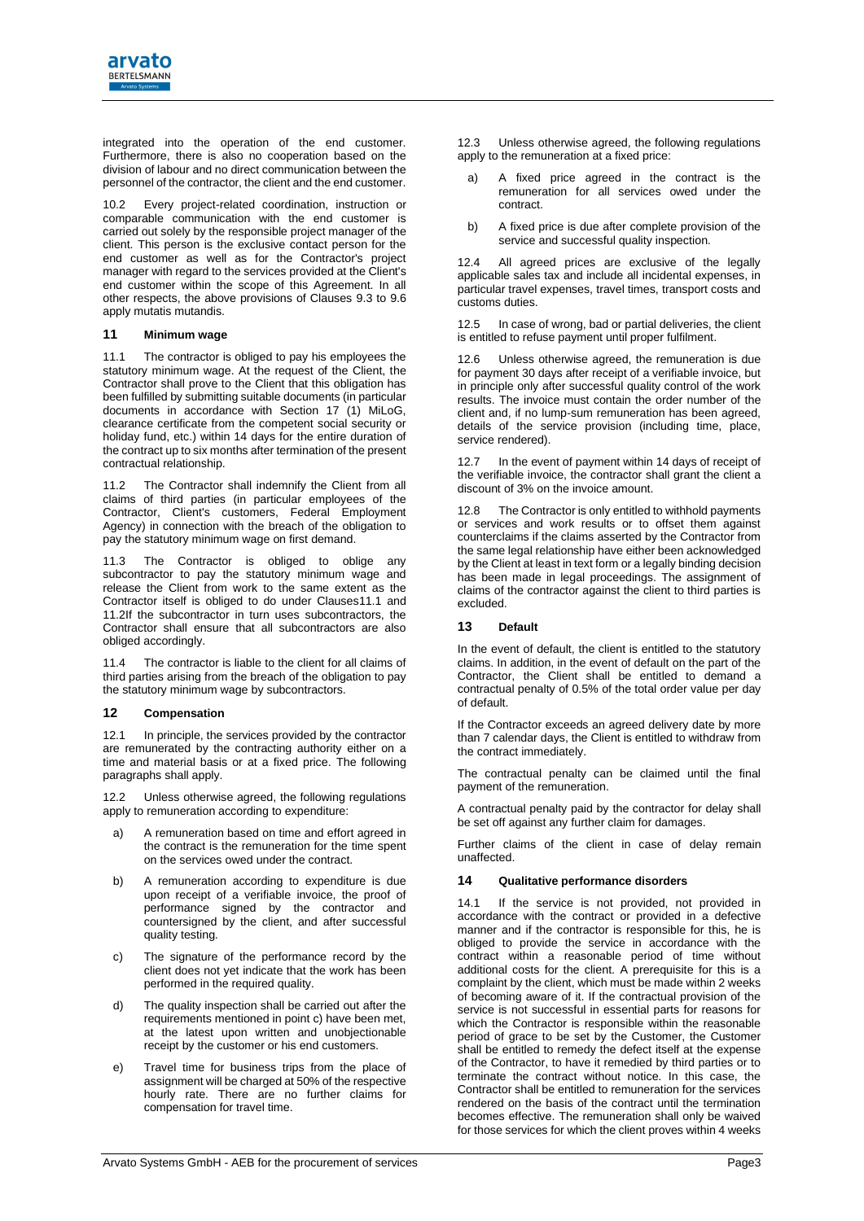integrated into the operation of the end customer. Furthermore, there is also no cooperation based on the division of labour and no direct communication between the personnel of the contractor, the client and the end customer.

10.2 Every project-related coordination, instruction or comparable communication with the end customer is carried out solely by the responsible project manager of the client. This person is the exclusive contact person for the end customer as well as for the Contractor's project manager with regard to the services provided at the Client's end customer within the scope of this Agreement. In all other respects, the above provisions of Clauses 9.3 to 9.6 apply mutatis mutandis.

## 11 Minimum wage

11.1 The contractor is obliged to pay his employees the statutory minimum wage. At the request of the Client, the Contractor shall prove to the Client that this obligation has been fulfilled by submitting suitable documents (in particular documents in accordance with Section 17 (1) MiLoG, clearance certificate from the competent social security or holiday fund, etc.) within 14 days for the entire duration of the contract up to six months after termination of the present contractual relationship.

11.2 The Contractor shall indemnify the Client from all claims of third parties (in particular employees of the Contractor, Client's customers, Federal Employment Agency) in connection with the breach of the obligation to pay the statutory minimum wage on first demand.

11.3 The Contractor is obliged to oblige any subcontractor to pay the statutory minimum wage and release the Client from work to the same extent as the Contractor itself is obliged to do under Clauses11.1 and 11.2If the subcontractor in turn uses subcontractors, the Contractor shall ensure that all subcontractors are also obliged accordingly.

11.4 The contractor is liable to the client for all claims of third parties arising from the breach of the obligation to pay the statutory minimum wage by subcontractors.

## 12 Compensation

12.1 In principle, the services provided by the contractor are remunerated by the contracting authority either on a time and material basis or at a fixed price. The following paragraphs shall apply.

12.2 Unless otherwise agreed, the following regulations apply to remuneration according to expenditure:

a) A remuneration based on time and effort agreed in the contract is the remuneration for the time spent on the services owed under the contract.

b) A remuneration according to expenditure is due upon receipt of a verifiable invoice, the proof of performance signed by the contractor and countersigned by the client, and after successful quality testing.

c) The signature of the performance record by the client does not yet indicate that the work has been performed in the required quality.

d) The quality inspection shall be carried out after the requirements mentioned in point c) have been met, at the latest upon written and unobjectionable receipt by the customer or his end customers.

e) Travel time for business trips from the place of assignment will be charged at 50% of the respective hourly rate. There are no further claims for compensation for travel time.

12.3 Unless otherwise agreed, the following regulations apply to the remuneration at a fixed price:

a) A fixed price agreed in the contract is the remuneration for all services owed under the contract.

b) A fixed price is due after complete provision of the service and successful quality inspection.

12.4 All agreed prices are exclusive of the legally applicable sales tax and include all incidental expenses, in particular travel expenses, travel times, transport costs and customs duties.

12.5 In case of wrong, bad or partial deliveries, the client is entitled to refuse payment until proper fulfilment.

12.6 Unless otherwise agreed, the remuneration is due for payment 30 days after receipt of a verifiable invoice, but in principle only after successful quality control of the work results. The invoice must contain the order number of the client and, if no lump-sum remuneration has been agreed, details of the service provision (including time, place, service rendered).

12.7 In the event of payment within 14 days of receipt of the verifiable invoice, the contractor shall grant the client a discount of 3% on the invoice amount.

12.8 The Contractor is only entitled to withhold payments or services and work results or to offset them against counterclaims if the claims asserted by the Contractor from the same legal relationship have either been acknowledged by the Client at least in text form or a legally binding decision has been made in legal proceedings. The assignment of claims of the contractor against the client to third parties is excluded.

## 13 Default

In the event of default, the client is entitled to the statutory claims. In addition, in the event of default on the part of the Contractor, the Client shall be entitled to demand a contractual penalty of 0.5% of the total order value per day of default.

If the Contractor exceeds an agreed delivery date by more than 7 calendar days, the Client is entitled to withdraw from the contract immediately.

The contractual penalty can be claimed until the final payment of the remuneration.

A contractual penalty paid by the contractor for delay shall be set off against any further claim for damages.

Further claims of the client in case of delay remain unaffected.

## 14 Qualitative performance disorders

14.1 If the service is not provided, not provided in accordance with the contract or provided in a defective manner and if the contractor is responsible for this, he is obliged to provide the service in accordance with the contract within a reasonable period of time without additional costs for the client. A prerequisite for this is a complaint by the client, which must be made within 2 weeks of becoming aware of it. If the contractual provision of the service is not successful in essential parts for reasons for which the Contractor is responsible within the reasonable period of grace to be set by the Customer, the Customer shall be entitled to remedy the defect itself at the expense of the Contractor, to have it remedied by third parties or to terminate the contract without notice. In this case, the Contractor shall be entitled to remuneration for the services rendered on the basis of the contract until the termination becomes effective. The remuneration shall only be waived for those services for which the client proves within 4 weeks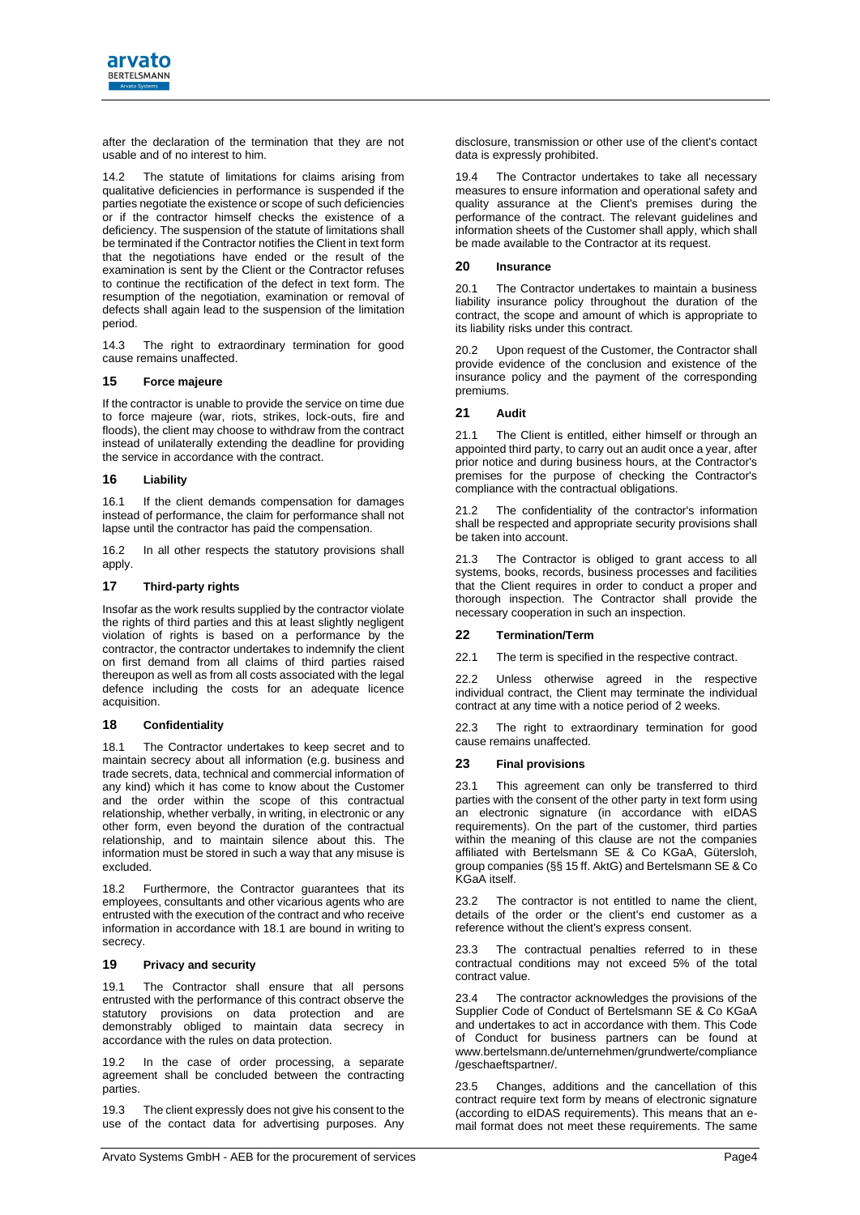after the declaration of the termination that they are not usable and of no interest to him.

14.2 The statute of limitations for claims arising from qualitative deficiencies in performance is suspended if the parties negotiate the existence or scope of such deficiencies or if the contractor himself checks the existence of a deficiency. The suspension of the statute of limitations shall be terminated if the Contractor notifies the Client in text form that the negotiations have ended or the result of the examination is sent by the Client or the Contractor refuses to continue the rectification of the defect in text form. The resumption of the negotiation, examination or removal of defects shall again lead to the suspension of the limitation period.

14.3 The right to extraordinary termination for good cause remains unaffected.

## 15 Force majeure

If the contractor is unable to provide the service on time due to force majeure (war, riots, strikes, lock-outs, fire and floods), the client may choose to withdraw from the contract instead of unilaterally extending the deadline for providing the service in accordance with the contract.

## 16 Liability

16.1 If the client demands compensation for damages instead of performance, the claim for performance shall not lapse until the contractor has paid the compensation.

16.2 In all other respects the statutory provisions shall apply.

## 17 Third-party rights

Insofar as the work results supplied by the contractor violate the rights of third parties and this at least slightly negligent violation of rights is based on a performance by the contractor, the contractor undertakes to indemnify the client on first demand from all claims of third parties raised thereupon as well as from all costs associated with the legal defence including the costs for an adequate licence acquisition.

## 18 Confidentiality

18.1 The Contractor undertakes to keep secret and to maintain secrecy about all information (e.g. business and trade secrets, data, technical and commercial information of any kind) which it has come to know about the Customer and the order within the scope of this contractual relationship, whether verbally, in writing, in electronic or any other form, even beyond the duration of the contractual relationship, and to maintain silence about this. The information must be stored in such a way that any misuse is excluded.

18.2 Furthermore, the Contractor guarantees that its employees, consultants and other vicarious agents who are entrusted with the execution of the contract and who receive information in accordance with 18.1 are bound in writing to secrecy.

## 19 Privacy and security

19.1 The Contractor shall ensure that all persons entrusted with the performance of this contract observe the statutory provisions on data protection and are demonstrably obliged to maintain data secrecy in accordance with the rules on data protection.

19.2 In the case of order processing, a separate agreement shall be concluded between the contracting parties.

19.3 The client expressly does not give his consent to the use of the contact data for advertising purposes. Any disclosure, transmission or other use of the client's contact data is expressly prohibited.

19.4 The Contractor undertakes to take all necessary measures to ensure information and operational safety and quality assurance at the Client's premises during the performance of the contract. The relevant guidelines and information sheets of the Customer shall apply, which shall be made available to the Contractor at its request.

## 20 Insurance

20.1 The Contractor undertakes to maintain a business liability insurance policy throughout the duration of the contract, the scope and amount of which is appropriate to its liability risks under this contract.

20.2 Upon request of the Customer, the Contractor shall provide evidence of the conclusion and existence of the insurance policy and the payment of the corresponding premiums.

## 21 Audit

21.1 The Client is entitled, either himself or through an appointed third party, to carry out an audit once a year, after prior notice and during business hours, at the Contractor's premises for the purpose of checking the Contractor's compliance with the contractual obligations.

21.2 The confidentiality of the contractor's information shall be respected and appropriate security provisions shall be taken into account.

21.3 The Contractor is obliged to grant access to all systems, books, records, business processes and facilities that the Client requires in order to conduct a proper and thorough inspection. The Contractor shall provide the necessary cooperation in such an inspection.

## 22 Termination/Term

22.1 The term is specified in the respective contract.

22.2 Unless otherwise agreed in the respective individual contract, the Client may terminate the individual contract at any time with a notice period of 2 weeks.

22.3 The right to extraordinary termination for good cause remains unaffected.

## 23 Final provisions

23.1 This agreement can only be transferred to third parties with the consent of the other party in text form using an electronic signature (in accordance with eIDAS requirements). On the part of the customer, third parties within the meaning of this clause are not the companies affiliated with Bertelsmann SE & Co KGaA, Gütersloh, group companies (§§ 15 ff. AktG) and Bertelsmann SE & Co KGaA itself.

23.2 The contractor is not entitled to name the client, details of the order or the client's end customer as a reference without the client's express consent.

23.3 The contractual penalties referred to in these contractual conditions may not exceed 5% of the total contract value.

23.4 The contractor acknowledges the provisions of the Supplier Code of Conduct of Bertelsmann SE & Co KGaA and undertakes to act in accordance with them. This Code of Conduct for business partners can be found at www.bertelsmann.de/unternehmen/grundwerte/compliance /geschaeftspartner/.

23.5 Changes, additions and the cancellation of this contract require text form by means of electronic signature (according to eIDAS requirements). This means that an e-mail format does not meet these requirements. The same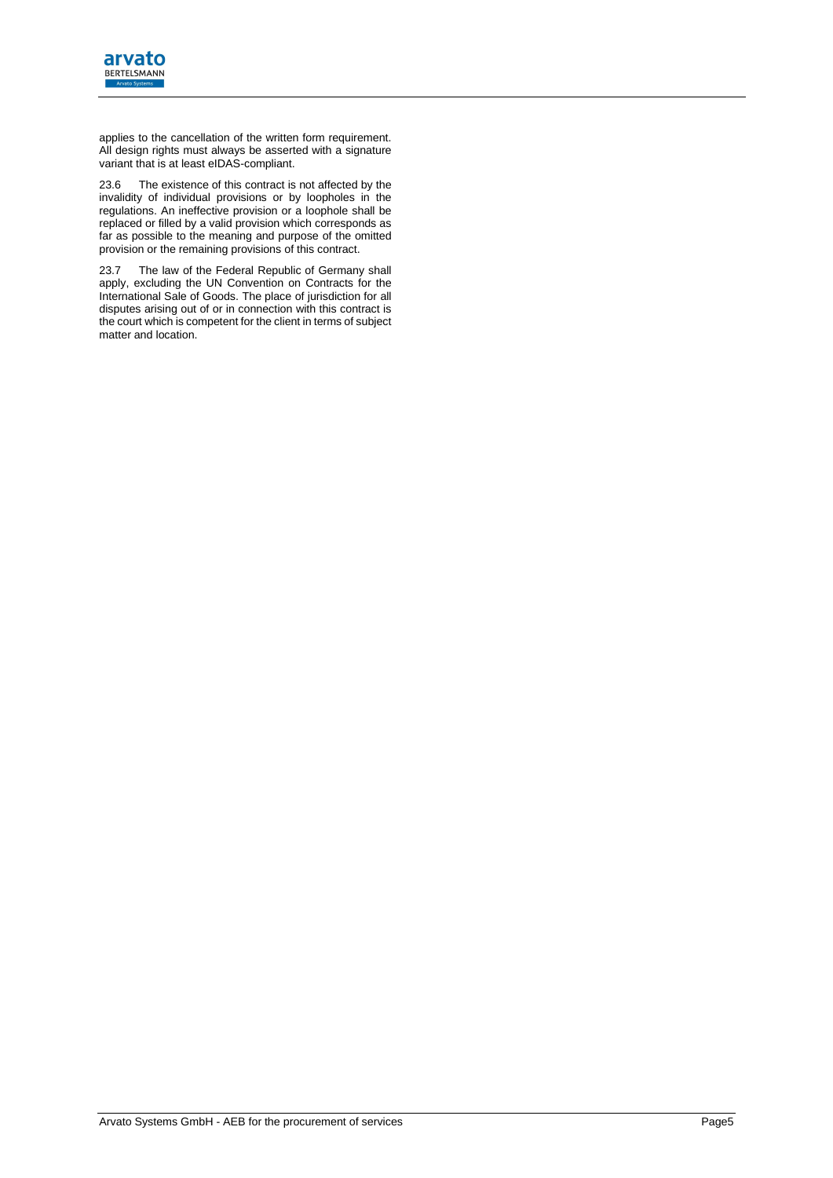applies to the cancellation of the written form requirement. All design rights must always be asserted with a signature variant that is at least eIDAS-compliant.

23.6 The existence of this contract is not affected by the invalidity of individual provisions or by loopholes in the regulations. An ineffective provision or a loophole shall be replaced or filled by a valid provision which corresponds as far as possible to the meaning and purpose of the omitted provision or the remaining provisions of this contract.

23.7 The law of the Federal Republic of Germany shall apply, excluding the UN Convention on Contracts for the International Sale of Goods. The place of jurisdiction for all disputes arising out of or in connection with this contract is the court which is competent for the client in terms of subject matter and location.